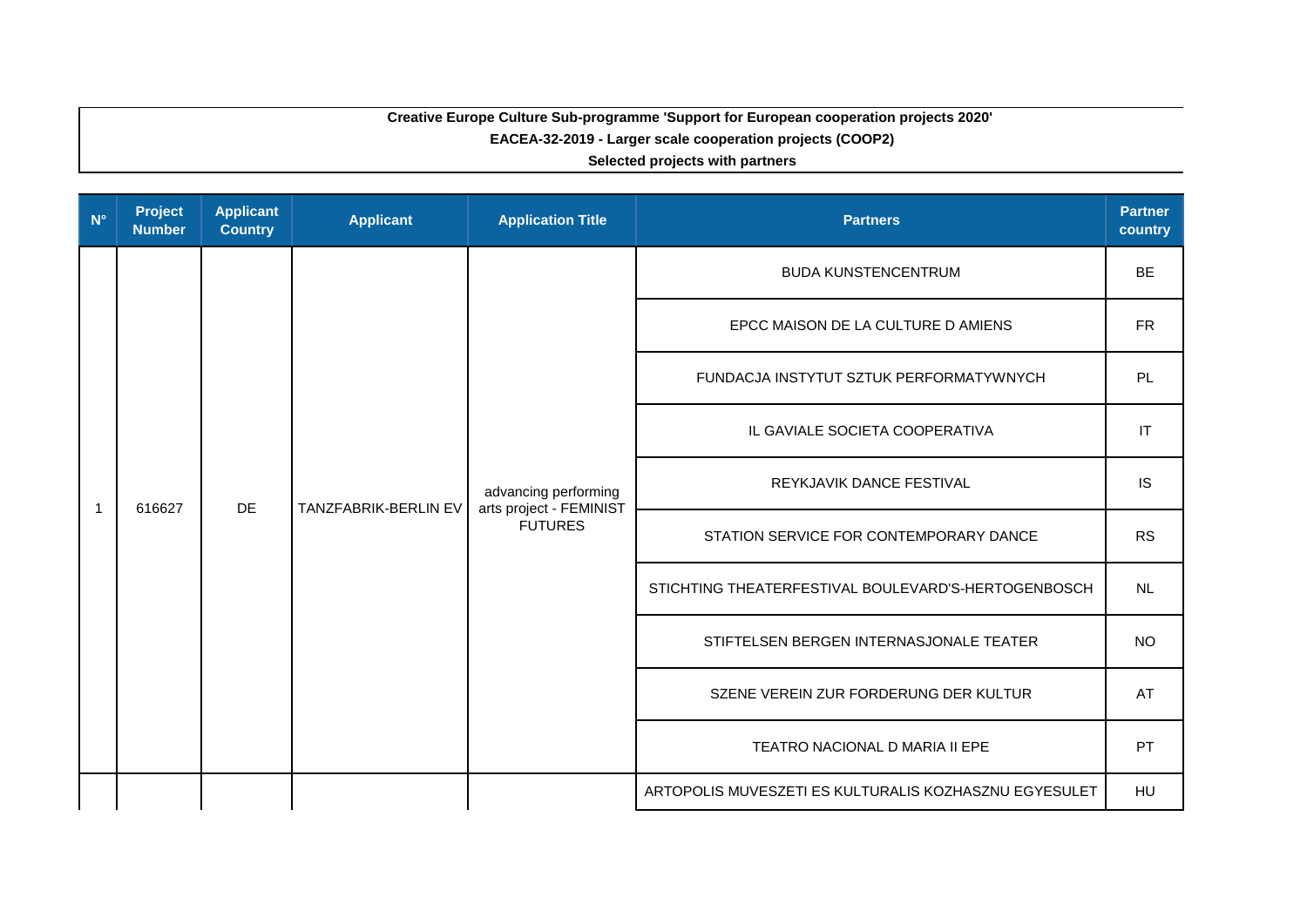**Creative Europe Culture Sub-programme 'Support for European cooperation projects 2020'**

**EACEA-32-2019 - Larger scale cooperation projects (COOP2)**

**Selected projects with partners**

| N° | Project Number | Applicant Country | Applicant | Application Title | Partners | Partner country |
|---|---|---|---|---|---|---|
| 1 | 616627 | DE | TANZFABRIK-BERLIN EV | advancing performing arts project - FEMINIST FUTURES | BUDA KUNSTENCENTRUM | BE |
| | | | | | EPCC MAISON DE LA CULTURE D AMIENS | FR |
| | | | | | FUNDACJA INSTYTUT SZTUK PERFORMATYWNYCH | PL |
| | | | | | IL GAVIALE SOCIETA COOPERATIVA | IT |
| | | | | | REYKJAVIK DANCE FESTIVAL | IS |
| | | | | | STATION SERVICE FOR CONTEMPORARY DANCE | RS |
| | | | | | STICHTING THEATERFESTIVAL BOULEVARD'S-HERTOGENBOSCH | NL |
| | | | | | STIFTELSEN BERGEN INTERNASJONALE TEATER | NO |
| | | | | | SZENE VEREIN ZUR FORDERUNG DER KULTUR | AT |
| | | | | | TEATRO NACIONAL D MARIA II EPE | PT |
| | | | | | ARTOPOLIS MUVESZETI ES KULTURALIS KOZHASZNU EGYESULET | HU |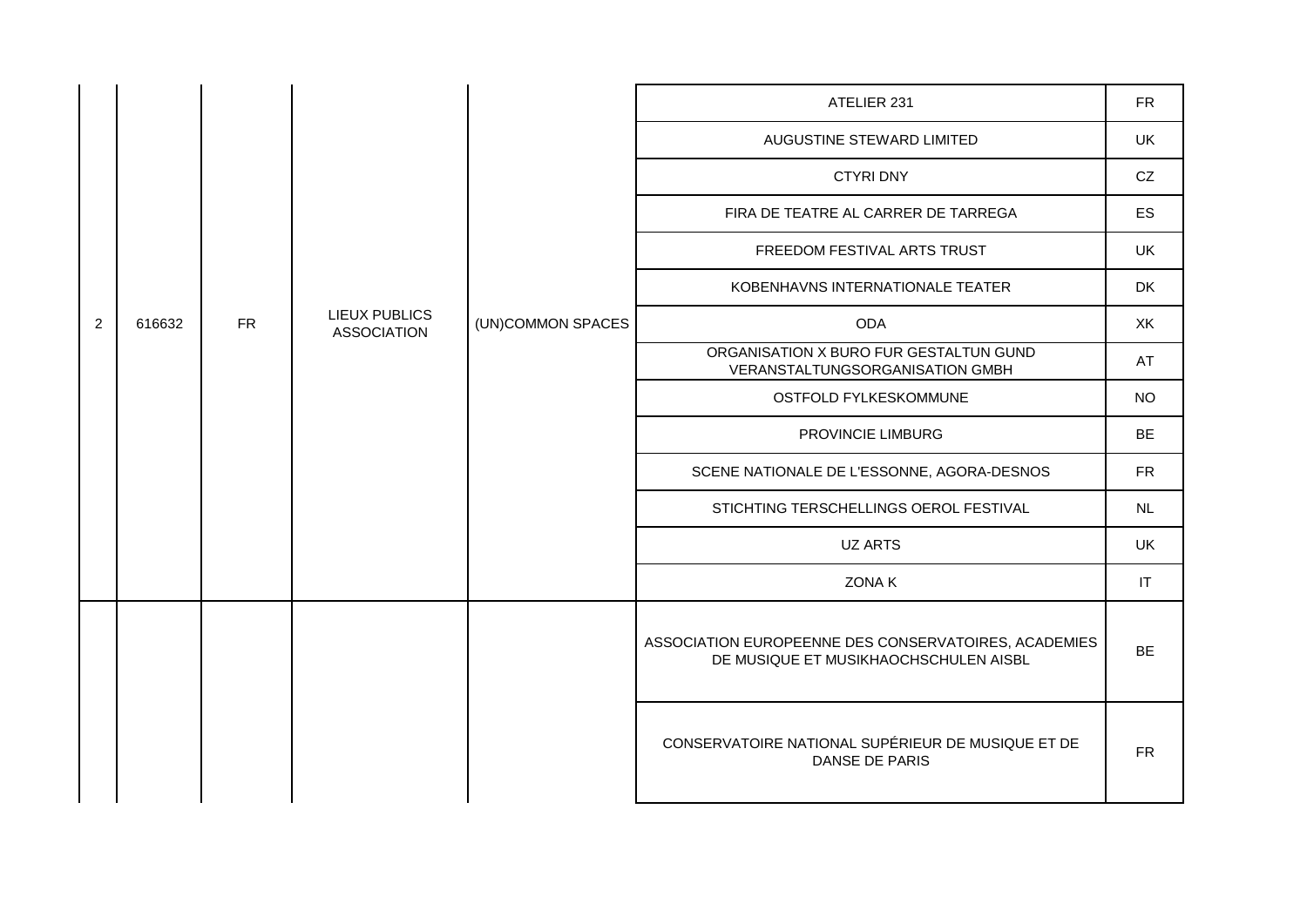| | | | | | | |
|---|---|---|---|---|---|---|
| 2 | 616632 | FR | LIEUX PUBLICS ASSOCIATION | (UN)COMMON SPACES | ATELIER 231 | FR |
| | | | | | AUGUSTINE STEWARD LIMITED | UK |
| | | | | | CTYRI DNY | CZ |
| | | | | | FIRA DE TEATRE AL CARRER DE TARREGA | ES |
| | | | | | FREEDOM FESTIVAL ARTS TRUST | UK |
| | | | | | KOBENHAVNS INTERNATIONALE TEATER | DK |
| | | | | | ODA | XK |
| | | | | | ORGANISATION X BURO FUR GESTALTUN GUND VERANSTALTUNGSORGANISATION GMBH | AT |
| | | | | | OSTFOLD FYLKESKOMMUNE | NO |
| | | | | | PROVINCIE LIMBURG | BE |
| | | | | | SCENE NATIONALE DE L'ESSONNE, AGORA-DESNOS | FR |
| | | | | | STICHTING TERSCHELLINGS OEROL FESTIVAL | NL |
| | | | | | UZ ARTS | UK |
| | | | | | ZONA K | IT |
| | | | | | ASSOCIATION EUROPEENNE DES CONSERVATOIRES, ACADEMIES DE MUSIQUE ET MUSIKHAOCHSCHULEN AISBL | BE |
| | | | | | CONSERVATOIRE NATIONAL SUPÉRIEUR DE MUSIQUE ET DE DANSE DE PARIS | FR |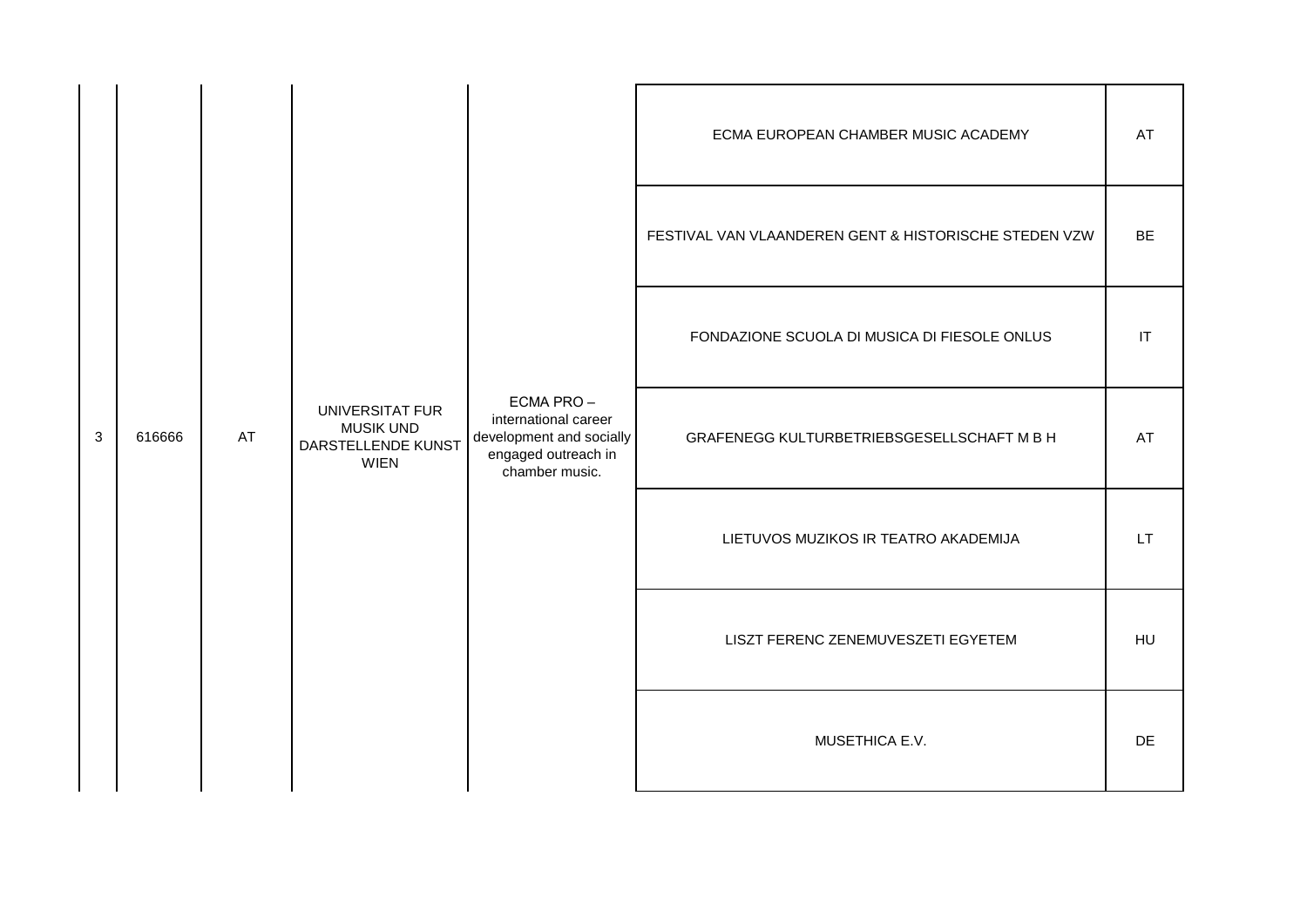| | | | | | | |
|---|---|---|---|---|---|---|
| 3 | 616666 | AT | UNIVERSITAT FUR MUSIK UND DARSTELLENDE KUNST WIEN | ECMA PRO – international career development and socially engaged outreach in chamber music. | ECMA EUROPEAN CHAMBER MUSIC ACADEMY | AT |
| | | | | | FESTIVAL VAN VLAANDEREN GENT & HISTORISCHE STEDEN VZW | BE |
| | | | | | FONDAZIONE SCUOLA DI MUSICA DI FIESOLE ONLUS | IT |
| | | | | | GRAFENEGG KULTURBETRIEBSGESELLSCHAFT M B H | AT |
| | | | | | LIETUVOS MUZIKOS IR TEATRO AKADEMIJA | LT |
| | | | | | LISZT FERENC ZENEMUVESZETI EGYETEM | HU |
| | | | | | MUSETHICA E.V. | DE |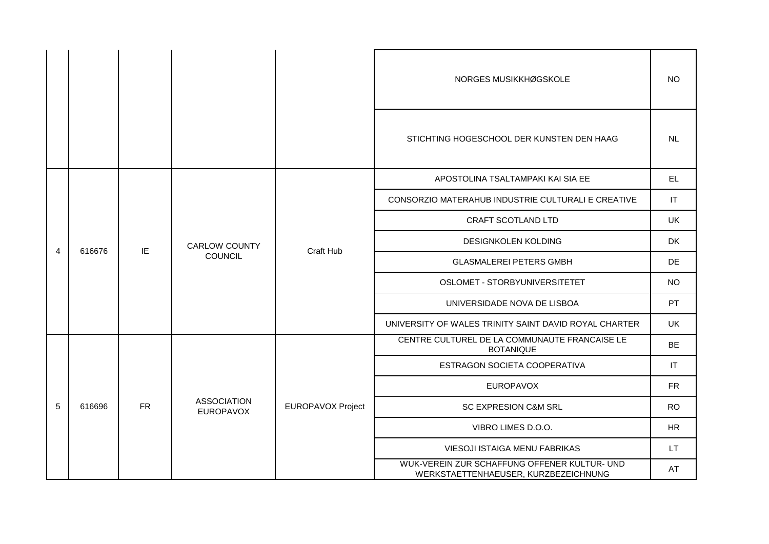| | | | | | NORGES MUSIKKHØGSKOLE | NO |
|---|---|---|---|---|---|---|
| | | | | | STICHTING HOGESCHOOL DER KUNSTEN DEN HAAG | NL |
| 4 | 616676 | IE | CARLOW COUNTY COUNCIL | Craft Hub | APOSTOLINA TSALTAMPAKI KAI SIA EE | EL |
| | | | | | CONSORZIO MATERAHUB INDUSTRIE CULTURALI E CREATIVE | IT |
| | | | | | CRAFT SCOTLAND LTD | UK |
| | | | | | DESIGNKOLEN KOLDING | DK |
| | | | | | GLASMALEREI PETERS GMBH | DE |
| | | | | | OSLOMET - STORBYUNIVERSITETET | NO |
| | | | | | UNIVERSIDADE NOVA DE LISBOA | PT |
| | | | | | UNIVERSITY OF WALES TRINITY SAINT DAVID ROYAL CHARTER | UK |
| 5 | 616696 | FR | ASSOCIATION EUROPAVOX | EUROPAVOX Project | CENTRE CULTUREL DE LA COMMUNAUTE FRANCAISE LE BOTANIQUE | BE |
| | | | | | ESTRAGON SOCIETA COOPERATIVA | IT |
| | | | | | EUROPAVOX | FR |
| | | | | | SC EXPRESION C&M SRL | RO |
| | | | | | VIBRO LIMES D.O.O. | HR |
| | | | | | VIESOJI ISTAIGA MENU FABRIKAS | LT |
| | | | | | WUK-VEREIN ZUR SCHAFFUNG OFFENER KULTUR- UND WERKSTAETTENHAEUSER, KURZBEZEICHNUNG | AT |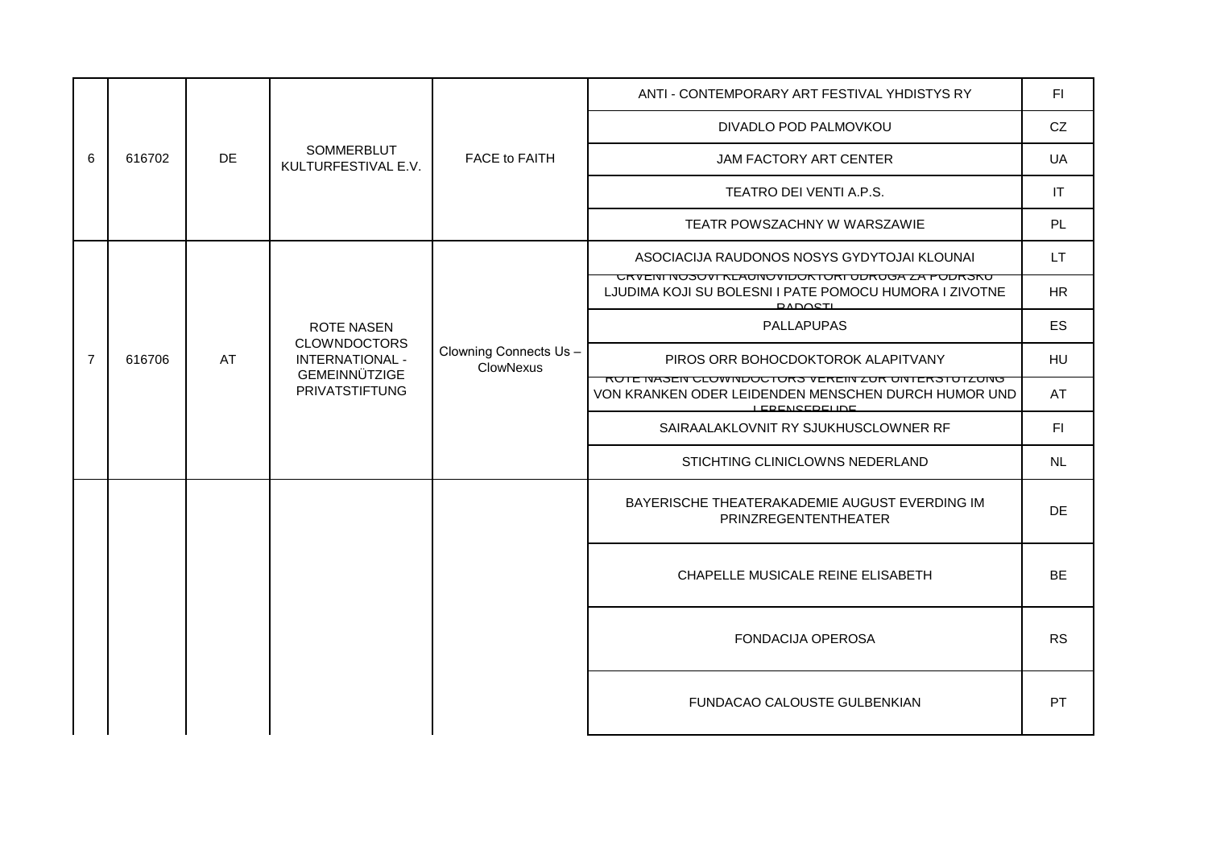| | | | | | | |
|---|---|---|---|---|---|---|
| 6 | 616702 | DE | SOMMERBLUT KULTURFESTIVAL E.V. | FACE to FAITH | ANTI - CONTEMPORARY ART FESTIVAL YHDISTYS RY | FI |
| | | | | | DIVADLO POD PALMOVKOU | CZ |
| | | | | | JAM FACTORY ART CENTER | UA |
| | | | | | TEATRO DEI VENTI A.P.S. | IT |
| | | | | | TEATR POWSZACHNY W WARSZAWIE | PL |
| 7 | 616706 | AT | ROTE NASEN CLOWNDOCTORS INTERNATIONAL - GEMEINNÜTZIGE PRIVATSTIFTUNG | Clowning Connects Us – ClowNexus | ASOCIACIJA RAUDONOS NOSYS GYDYTOJAI KLOUNAI | LT |
| | | | | | CRVENI NOSOVI KLAUNOVIDOKTORI UDRUGA ZA PODRSKU LJUDIMA KOJI SU BOLESNI I PATE POMOCU HUMORA I ZIVOTNE RADOSTI | HR |
| | | | | | PALLAPUPAS | ES |
| | | | | | PIROS ORR BOHOCDOKTOROK ALAPITVANY | HU |
| | | | | | ROTE NASEN CLOWNDOCTORS VEREIN ZUR UNTERSTUTZUNG VON KRANKEN ODER LEIDENDEN MENSCHEN DURCH HUMOR UND LEBENSFREUDE | AT |
| | | | | | SAIRAALAKLOVNIT RY SJUKHUSCLOWNER RF | FI |
| | | | | | STICHTING CLINICLOWNS NEDERLAND | NL |
| | | | | | BAYERISCHE THEATERAKADEMIE AUGUST EVERDING IM PRINZREGENTENTHEATER | DE |
| | | | | | CHAPELLE MUSICALE REINE ELISABETH | BE |
| | | | | | FONDACIJA OPEROSA | RS |
| | | | | | FUNDACAO CALOUSTE GULBENKIAN | PT |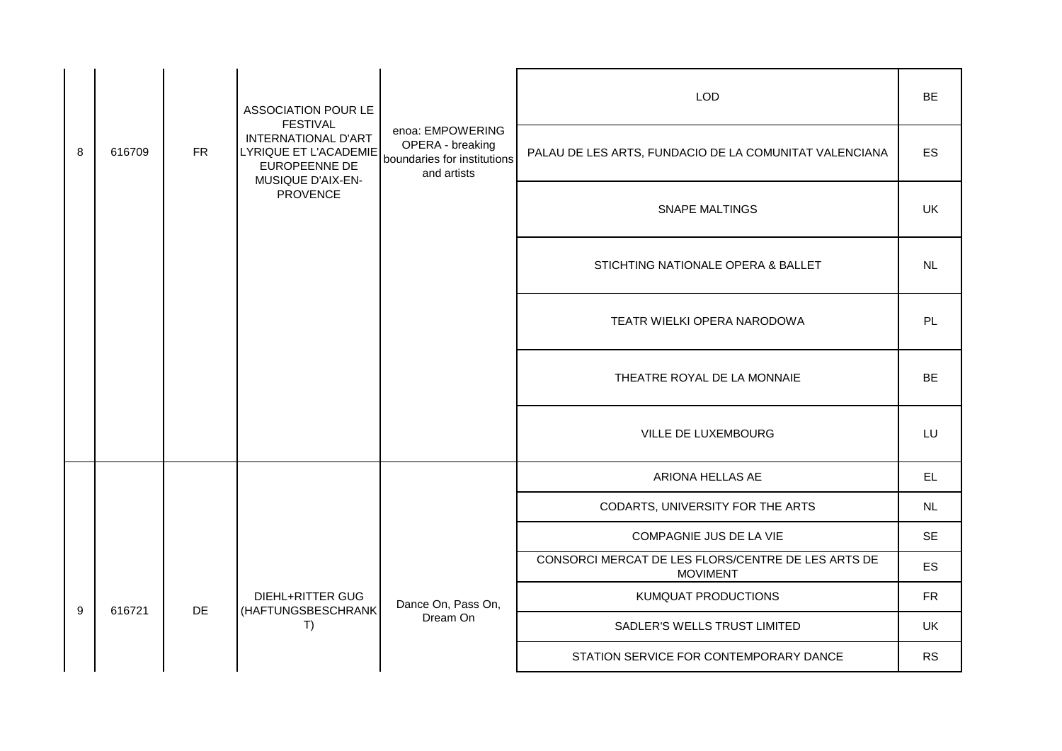| | | | | | | |
|---|---|---|---|---|---|---|
| 8 | 616709 | FR | ASSOCIATION POUR LE FESTIVAL INTERNATIONAL D'ART LYRIQUE ET L'ACADEMIE EUROPEENNE DE MUSIQUE D'AIX-EN-PROVENCE | enoa: EMPOWERING OPERA - breaking boundaries for institutions and artists | LOD | BE |
| | | | | | PALAU DE LES ARTS, FUNDACIO DE LA COMUNITAT VALENCIANA | ES |
| | | | | | SNAPE MALTINGS | UK |
| | | | | | STICHTING NATIONALE OPERA & BALLET | NL |
| | | | | | TEATR WIELKI OPERA NARODOWA | PL |
| | | | | | THEATRE ROYAL DE LA MONNAIE | BE |
| | | | | | VILLE DE LUXEMBOURG | LU |
| 9 | 616721 | DE | DIEHL+RITTER GUG (HAFTUNGSBESCHRANKT) | Dance On, Pass On, Dream On | ARIONA HELLAS AE | EL |
| | | | | | CODARTS, UNIVERSITY FOR THE ARTS | NL |
| | | | | | COMPAGNIE JUS DE LA VIE | SE |
| | | | | | CONSORCI MERCAT DE LES FLORS/CENTRE DE LES ARTS DE MOVIMENT | ES |
| | | | | | KUMQUAT PRODUCTIONS | FR |
| | | | | | SADLER'S WELLS TRUST LIMITED | UK |
| | | | | | STATION SERVICE FOR CONTEMPORARY DANCE | RS |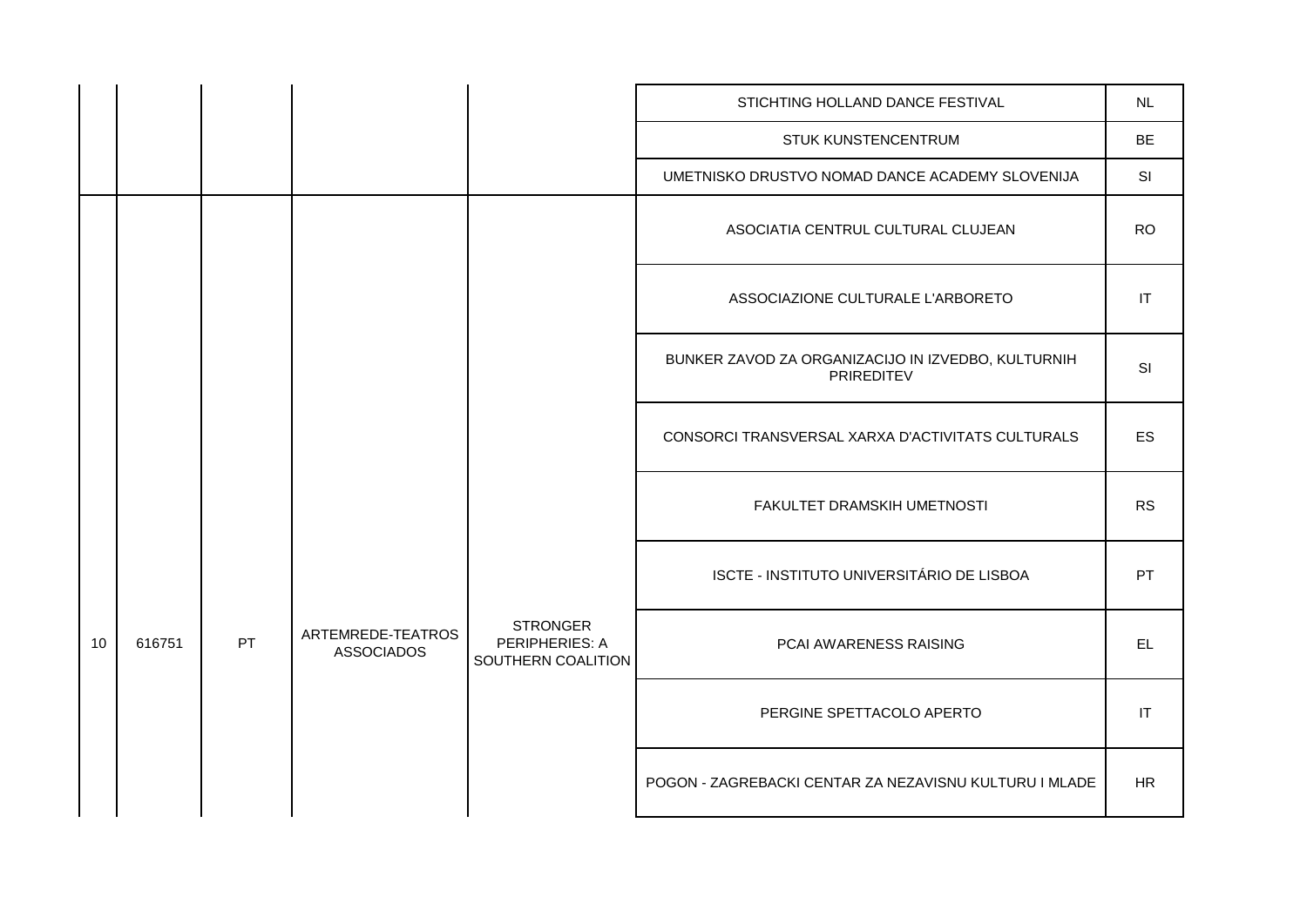| | | | | | | |
|---|---|---|---|---|---|---|
| | | | | | STICHTING HOLLAND DANCE FESTIVAL | NL |
| | | | | | STUK KUNSTENCENTRUM | BE |
| | | | | | UMETNISKO DRUSTVO NOMAD DANCE ACADEMY SLOVENIJA | SI |
| 10 | 616751 | PT | ARTEMREDE-TEATROS ASSOCIADOS | STRONGER PERIPHERIES: A SOUTHERN COALITION | ASOCIATIA CENTRUL CULTURAL CLUJEAN | RO |
| | | | | | ASSOCIAZIONE CULTURALE L'ARBORETO | IT |
| | | | | | BUNKER ZAVOD ZA ORGANIZACIJO IN IZVEDBO, KULTURNIH PRIREDITEV | SI |
| | | | | | CONSORCI TRANSVERSAL XARXA D'ACTIVITATS CULTURALS | ES |
| | | | | | FAKULTET DRAMSKIH UMETNOSTI | RS |
| | | | | | ISCTE - INSTITUTO UNIVERSITÁRIO DE LISBOA | PT |
| | | | | | PCAI AWARENESS RAISING | EL |
| | | | | | PERGINE SPETTACOLO APERTO | IT |
| | | | | | POGON - ZAGREBACKI CENTAR ZA NEZAVISNU KULTURU I MLADE | HR |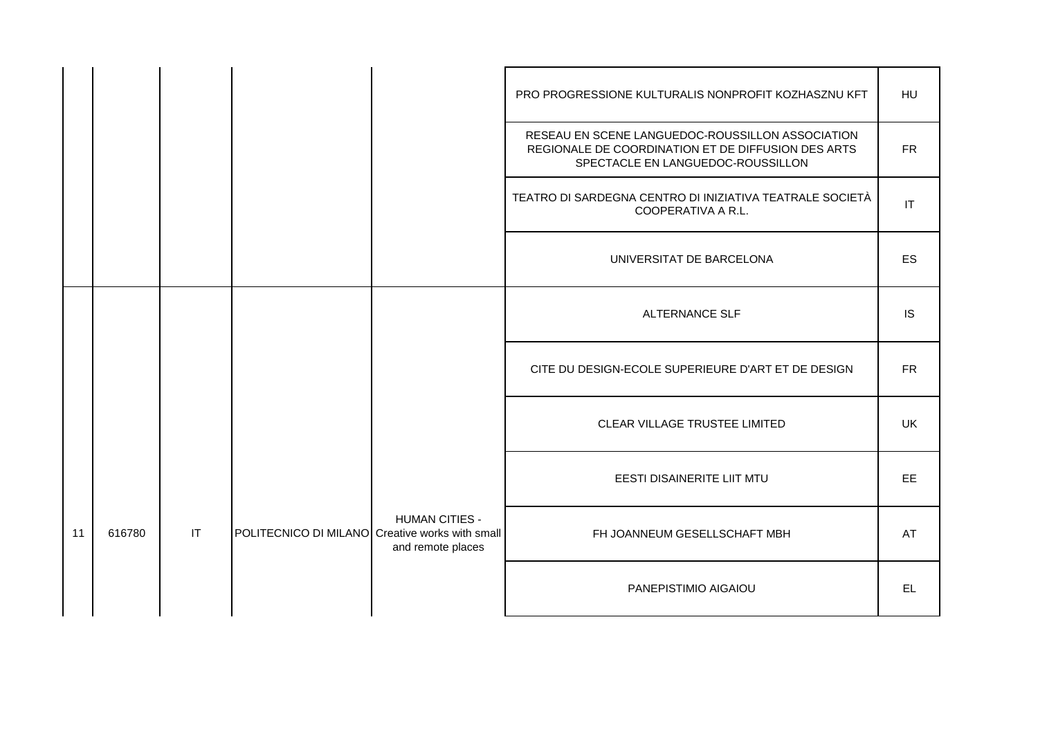| | | | | | | |
|---|---|---|---|---|---|---|
| | | | | | PRO PROGRESSIONE KULTURALIS NONPROFIT KOZHASZNU KFT | HU |
| | | | | | RESEAU EN SCENE LANGUEDOC-ROUSSILLON ASSOCIATION REGIONALE DE COORDINATION ET DE DIFFUSION DES ARTS SPECTACLE EN LANGUEDOC-ROUSSILLON | FR |
| | | | | | TEATRO DI SARDEGNA CENTRO DI INIZIATIVA TEATRALE SOCIETÀ COOPERATIVA A R.L. | IT |
| | | | | | UNIVERSITAT DE BARCELONA | ES |
| 11 | 616780 | IT | POLITECNICO DI MILANO | HUMAN CITIES - Creative works with small and remote places | ALTERNANCE SLF | IS |
| | | | | | CITE DU DESIGN-ECOLE SUPERIEURE D'ART ET DE DESIGN | FR |
| | | | | | CLEAR VILLAGE TRUSTEE LIMITED | UK |
| | | | | | EESTI DISAINERITE LIIT MTU | EE |
| | | | | | FH JOANNEUM GESELLSCHAFT MBH | AT |
| | | | | | PANEPISTIMIO AIGAIOU | EL |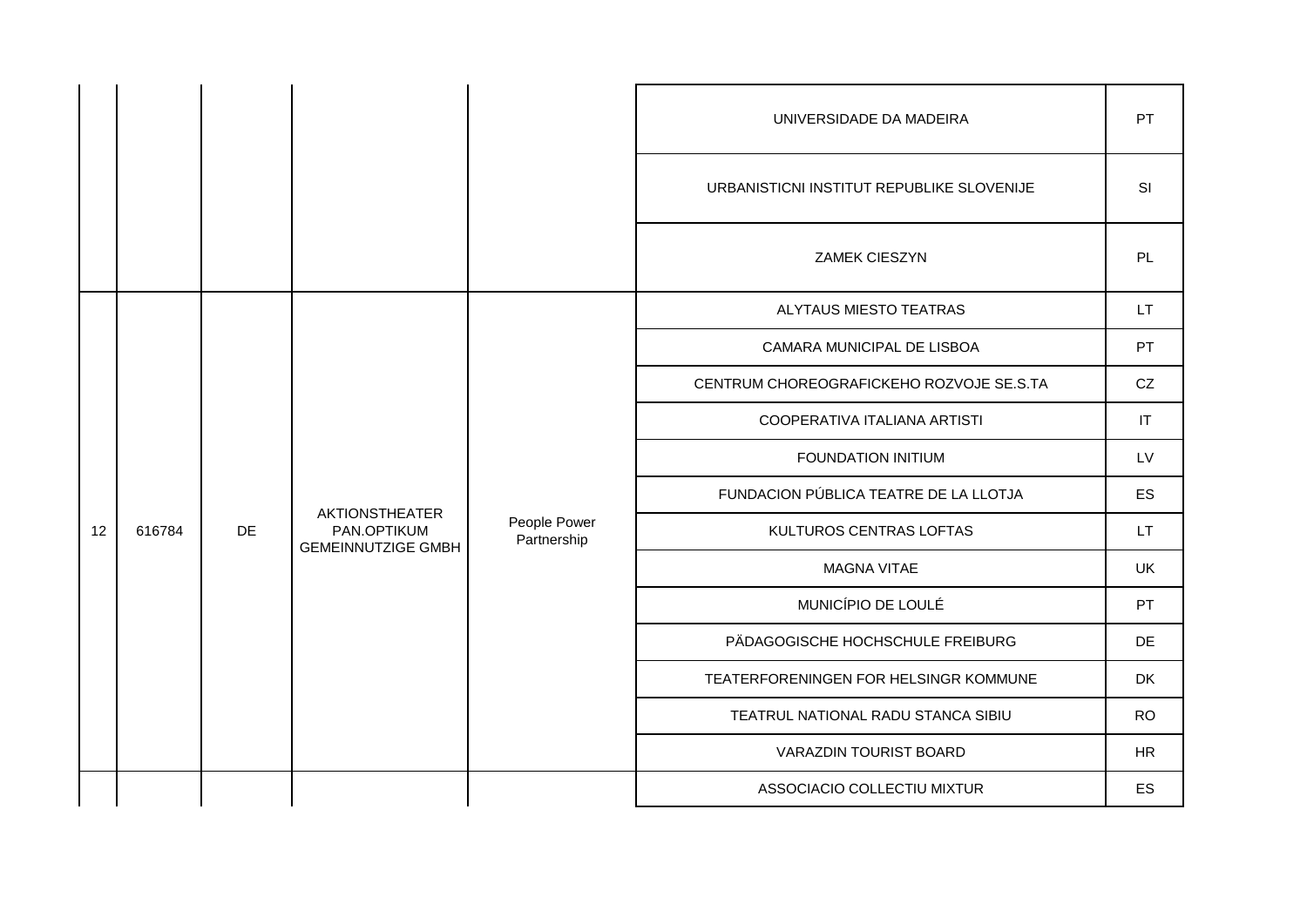| | | | | | | |
|---|---|---|---|---|---|---|
| | | | | | UNIVERSIDADE DA MADEIRA | PT |
| | | | | | URBANISTICNI INSTITUT REPUBLIKE SLOVENIJE | SI |
| | | | | | ZAMEK CIESZYN | PL |
| 12 | 616784 | DE | AKTIONSTHEATER PAN.OPTIKUM GEMEINNUTZIGE GMBH | People Power Partnership | ALYTAUS MIESTO TEATRAS | LT |
| | | | | | CAMARA MUNICIPAL DE LISBOA | PT |
| | | | | | CENTRUM CHOREOGRAFICKEHO ROZVOJE SE.S.TA | CZ |
| | | | | | COOPERATIVA ITALIANA ARTISTI | IT |
| | | | | | FOUNDATION INITIUM | LV |
| | | | | | FUNDACION PÚBLICA TEATRE DE LA LLOTJA | ES |
| | | | | | KULTUROS CENTRAS LOFTAS | LT |
| | | | | | MAGNA VITAE | UK |
| | | | | | MUNICÍPIO DE LOULÉ | PT |
| | | | | | PÄDAGOGISCHE HOCHSCHULE FREIBURG | DE |
| | | | | | TEATERFORENINGEN FOR HELSINGR KOMMUNE | DK |
| | | | | | TEATRUL NATIONAL RADU STANCA SIBIU | RO |
| | | | | | VARAZDIN TOURIST BOARD | HR |
| | | | | | ASSOCIACIO COLLECTIU MIXTUR | ES |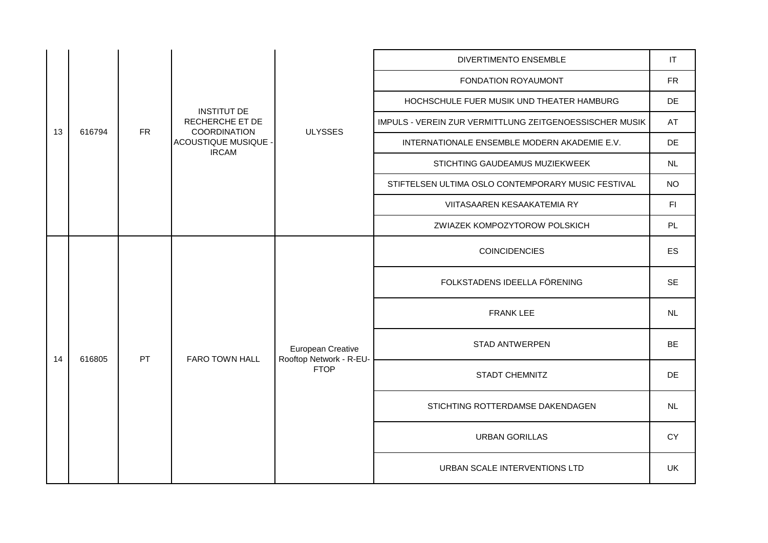| | | | | | | |
|---|---|---|---|---|---|---|
| 13 | 616794 | FR | INSTITUT DE RECHERCHE ET DE COORDINATION ACOUSTIQUE MUSIQUE - IRCAM | ULYSSES | DIVERTIMENTO ENSEMBLE | IT |
| | | | | | FONDATION ROYAUMONT | FR |
| | | | | | HOCHSCHULE FUER MUSIK UND THEATER HAMBURG | DE |
| | | | | | IMPULS - VEREIN ZUR VERMITTLUNG ZEITGENOESSISCHER MUSIK | AT |
| | | | | | INTERNATIONALE ENSEMBLE MODERN AKADEMIE E.V. | DE |
| | | | | | STICHTING GAUDEAMUS MUZIEKWEEK | NL |
| | | | | | STIFTELSEN ULTIMA OSLO CONTEMPORARY MUSIC FESTIVAL | NO |
| | | | | | VIITASAAREN KESAAKATEMIA RY | FI |
| | | | | | ZWIAZEK KOMPOZYTOROW POLSKICH | PL |
| 14 | 616805 | PT | FARO TOWN HALL | European Creative Rooftop Network - R-EU-FTOP | COINCIDENCIES | ES |
| | | | | | FOLKSTADENS IDEELLA FÖRENING | SE |
| | | | | | FRANK LEE | NL |
| | | | | | STAD ANTWERPEN | BE |
| | | | | | STADT CHEMNITZ | DE |
| | | | | | STICHTING ROTTERDAMSE DAKENDAGEN | NL |
| | | | | | URBAN GORILLAS | CY |
| | | | | | URBAN SCALE INTERVENTIONS LTD | UK |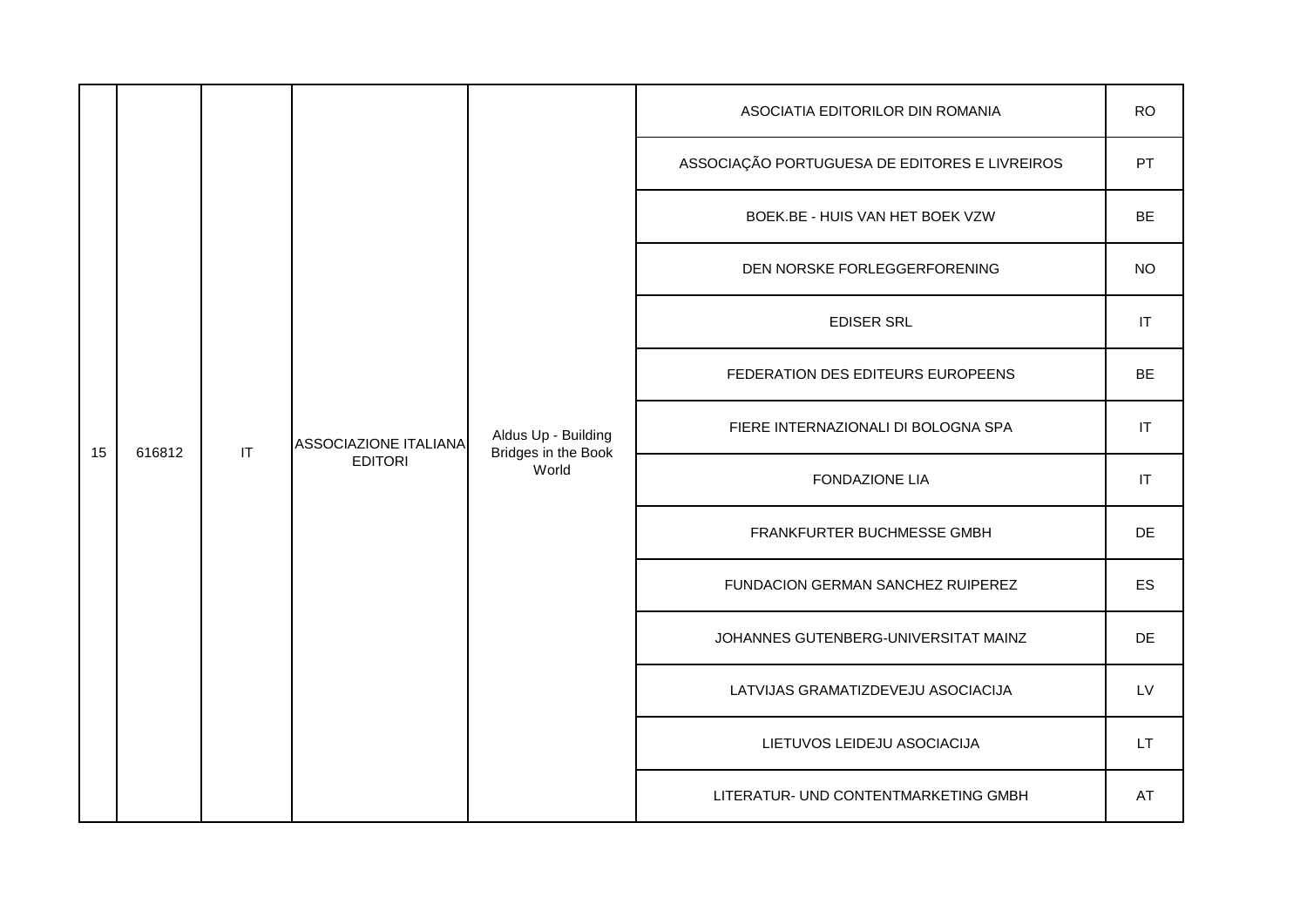| | | | | | | |
|---|---|---|---|---|---|---|
| 15 | 616812 | IT | ASSOCIAZIONE ITALIANA EDITORI | Aldus Up - Building Bridges in the Book World | ASOCIATIA EDITORILOR DIN ROMANIA | RO |
| | | | | | ASSOCIAÇÃO PORTUGUESA DE EDITORES E LIVREIROS | PT |
| | | | | | BOEK.BE - HUIS VAN HET BOEK VZW | BE |
| | | | | | DEN NORSKE FORLEGGERFORENING | NO |
| | | | | | EDISER SRL | IT |
| | | | | | FEDERATION DES EDITEURS EUROPEENS | BE |
| | | | | | FIERE INTERNAZIONALI DI BOLOGNA SPA | IT |
| | | | | | FONDAZIONE LIA | IT |
| | | | | | FRANKFURTER BUCHMESSE GMBH | DE |
| | | | | | FUNDACION GERMAN SANCHEZ RUIPEREZ | ES |
| | | | | | JOHANNES GUTENBERG-UNIVERSITAT MAINZ | DE |
| | | | | | LATVIJAS GRAMATIZDEVEJU ASOCIACIJA | LV |
| | | | | | LIETUVOS LEIDEJU ASOCIACIJA | LT |
| | | | | | LITERATUR- UND CONTENTMARKETING GMBH | AT |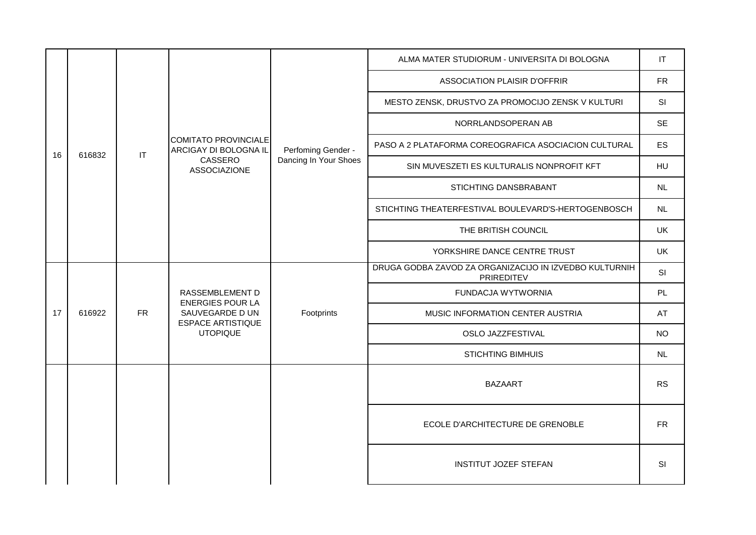| | | | | | | |
|---|---|---|---|---|---|---|
| 16 | 616832 | IT | COMITATO PROVINCIALE ARCIGAY DI BOLOGNA IL CASSERO ASSOCIAZIONE | Perfoming Gender - Dancing In Your Shoes | ALMA MATER STUDIORUM - UNIVERSITA DI BOLOGNA | IT |
| | | | | | ASSOCIATION PLAISIR D'OFFRIR | FR |
| | | | | | MESTO ZENSK, DRUSTVO ZA PROMOCIJO ZENSK V KULTURI | SI |
| | | | | | NORRLANDSOPERAN AB | SE |
| | | | | | PASO A 2 PLATAFORMA COREOGRAFICA ASOCIACION CULTURAL | ES |
| | | | | | SIN MUVESZETI ES KULTURALIS NONPROFIT KFT | HU |
| | | | | | STICHTING DANSBRABANT | NL |
| | | | | | STICHTING THEATERFESTIVAL BOULEVARD'S-HERTOGENBOSCH | NL |
| | | | | | THE BRITISH COUNCIL | UK |
| | | | | | YORKSHIRE DANCE CENTRE TRUST | UK |
| 17 | 616922 | FR | RASSEMBLEMENT D ENERGIES POUR LA SAUVEGARDE D UN ESPACE ARTISTIQUE UTOPIQUE | Footprints | DRUGA GODBA ZAVOD ZA ORGANIZACIJO IN IZVEDBO KULTURNIH PRIREDITEV | SI |
| | | | | | FUNDACJA WYTWORNIA | PL |
| | | | | | MUSIC INFORMATION CENTER AUSTRIA | AT |
| | | | | | OSLO JAZZFESTIVAL | NO |
| | | | | | STICHTING BIMHUIS | NL |
| | | | | | BAZAART | RS |
| | | | | | ECOLE D'ARCHITECTURE DE GRENOBLE | FR |
| | | | | | INSTITUT JOZEF STEFAN | SI |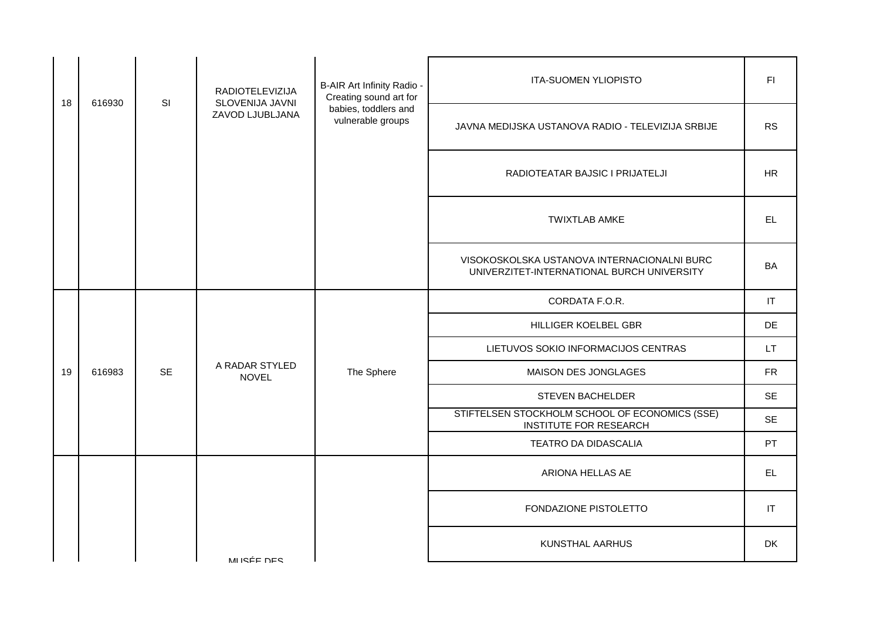| | | | | | | |
|---|---|---|---|---|---|---|
| 18 | 616930 | SI | RADIOTELEVIZIJA SLOVENIJA JAVNI ZAVOD LJUBLJANA | B-AIR Art Infinity Radio - Creating sound art for babies, toddlers and vulnerable groups | ITA-SUOMEN YLIOPISTO | FI |
| | | | | | JAVNA MEDIJSKA USTANOVA RADIO - TELEVIZIJA SRBIJE | RS |
| | | | | | RADIOTEATAR BAJSIC I PRIJATELJI | HR |
| | | | | | TWIXTLAB AMKE | EL |
| | | | | | VISOKOSKOLSKA USTANOVA INTERNACIONALNI BURC UNIVERZITET-INTERNATIONAL BURCH UNIVERSITY | BA |
| 19 | 616983 | SE | A RADAR STYLED NOVEL | The Sphere | CORDATA F.O.R. | IT |
| | | | | | HILLIGER KOELBEL GBR | DE |
| | | | | | LIETUVOS SOKIO INFORMACIJOS CENTRAS | LT |
| | | | | | MAISON DES JONGLAGES | FR |
| | | | | | STEVEN BACHELDER | SE |
| | | | | | STIFTELSEN STOCKHOLM SCHOOL OF ECONOMICS (SSE) INSTITUTE FOR RESEARCH | SE |
| | | | | | TEATRO DA DIDASCALIA | PT |
| | | | MUSÉE DES | | ARIONA HELLAS AE | EL |
| | | | | | FONDAZIONE PISTOLETTO | IT |
| | | | | | KUNSTHAL AARHUS | DK |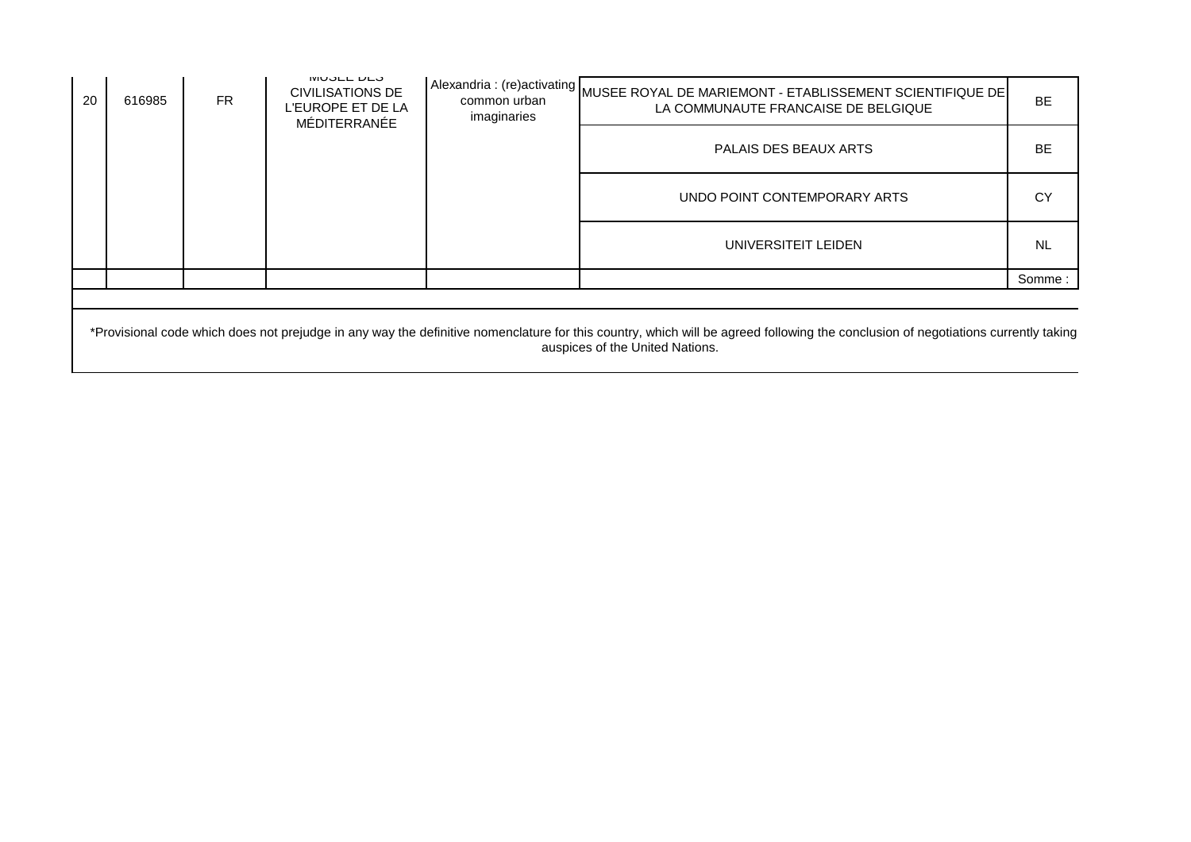| 20 | 616985 | FR | MUSEE DES CIVILISATIONS DE L'EUROPE ET DE LA MÉDITERRANÉE | Alexandria : (re)activating common urban imaginaries | MUSEE ROYAL DE MARIEMONT - ETABLISSEMENT SCIENTIFIQUE DE LA COMMUNAUTE FRANCAISE DE BELGIQUE | BE |
|---|---|---|---|---|---|---|
| | | | | | PALAIS DES BEAUX ARTS | BE |
| | | | | | UNDO POINT CONTEMPORARY ARTS | CY |
| | | | | | UNIVERSITEIT LEIDEN | NL |
| | | | | | | Somme : |

*Provisional code which does not prejudge in any way the definitive nomenclature for this country, which will be agreed following the conclusion of negotiations currently taking auspices of the United Nations.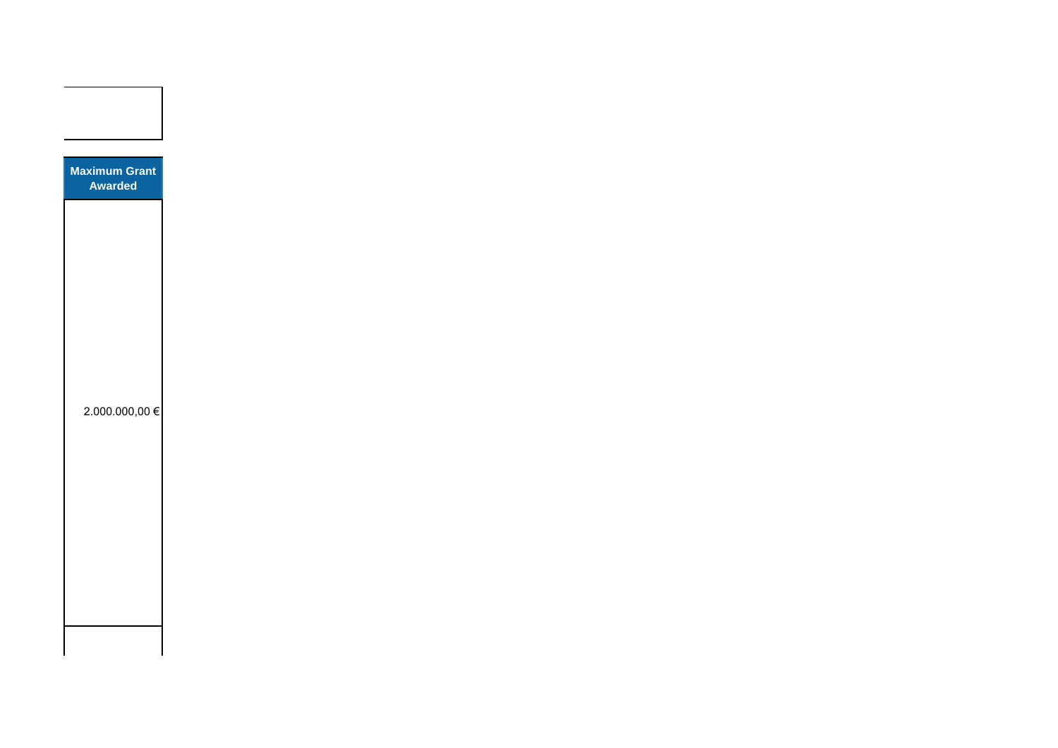| Maximum Grant Awarded |
| --- |
| 2.000.000,00 € |
| |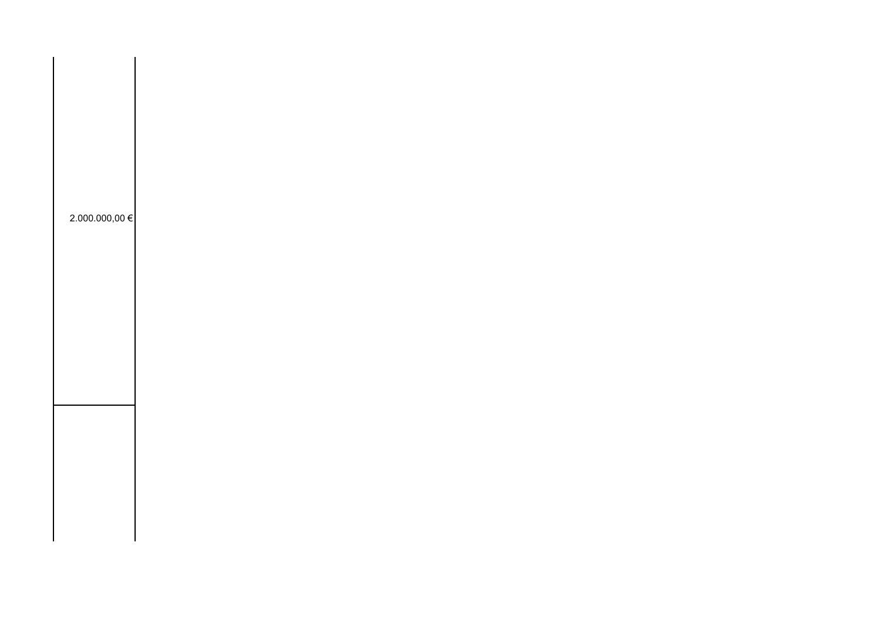| |
|---|
| 2.000.000,00 € |
| |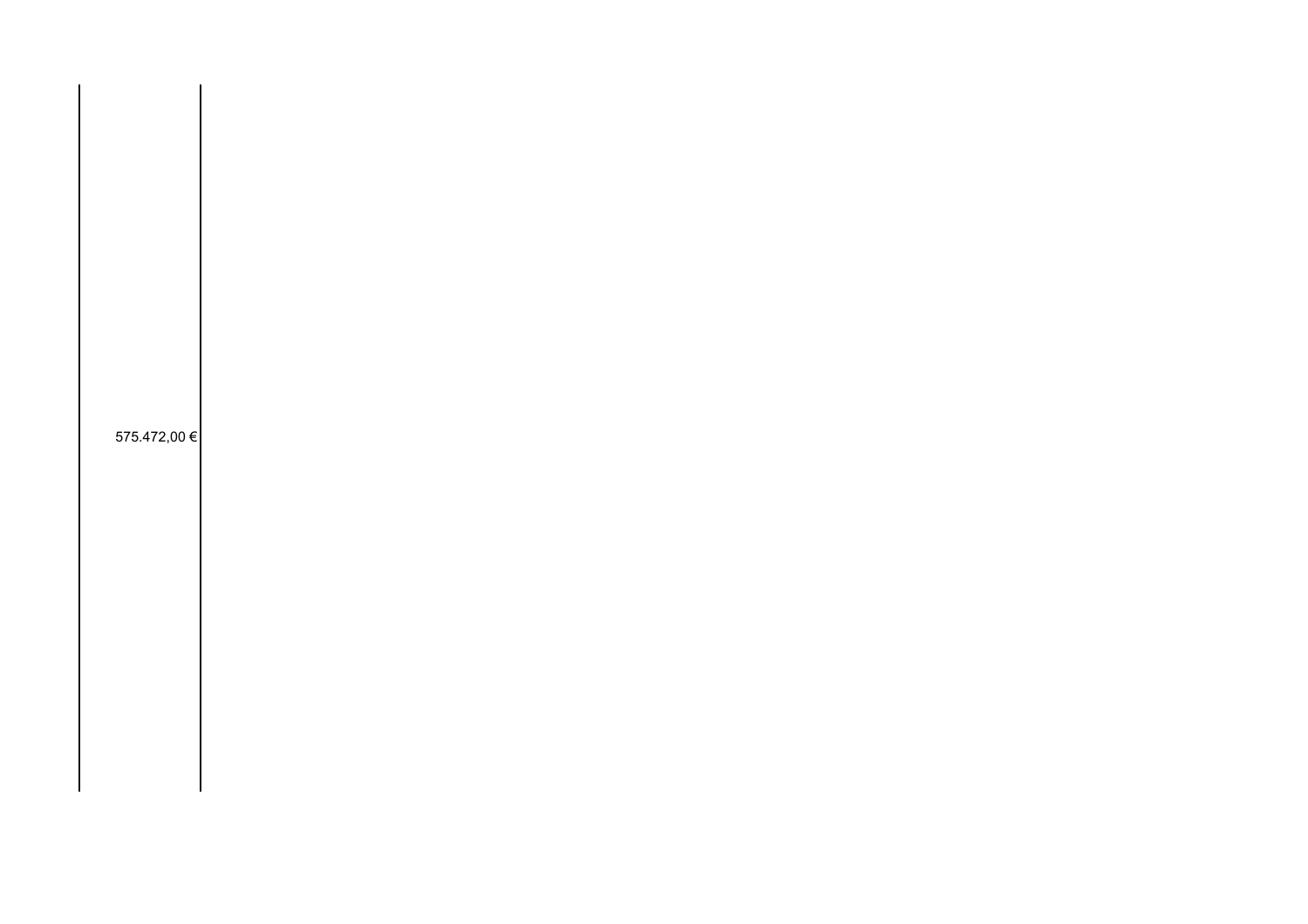| |
|---|
| 575.472,00 € |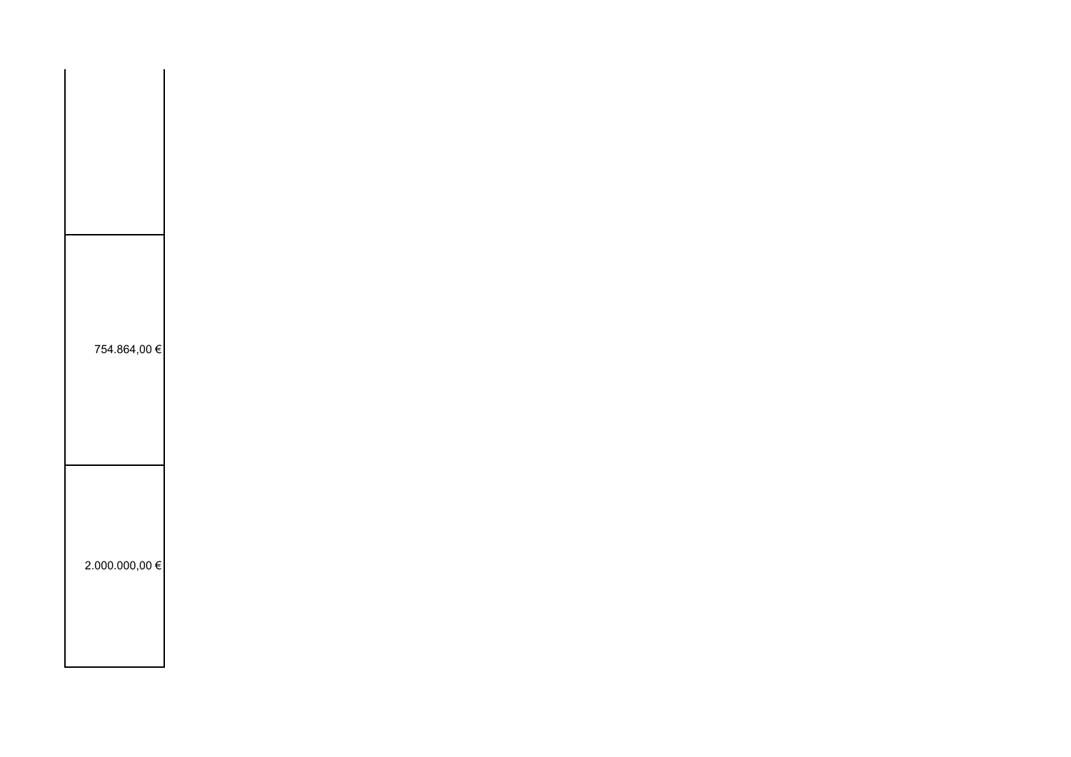| |
|---|
| |
| 754.864,00 € |
| 2.000.000,00 € |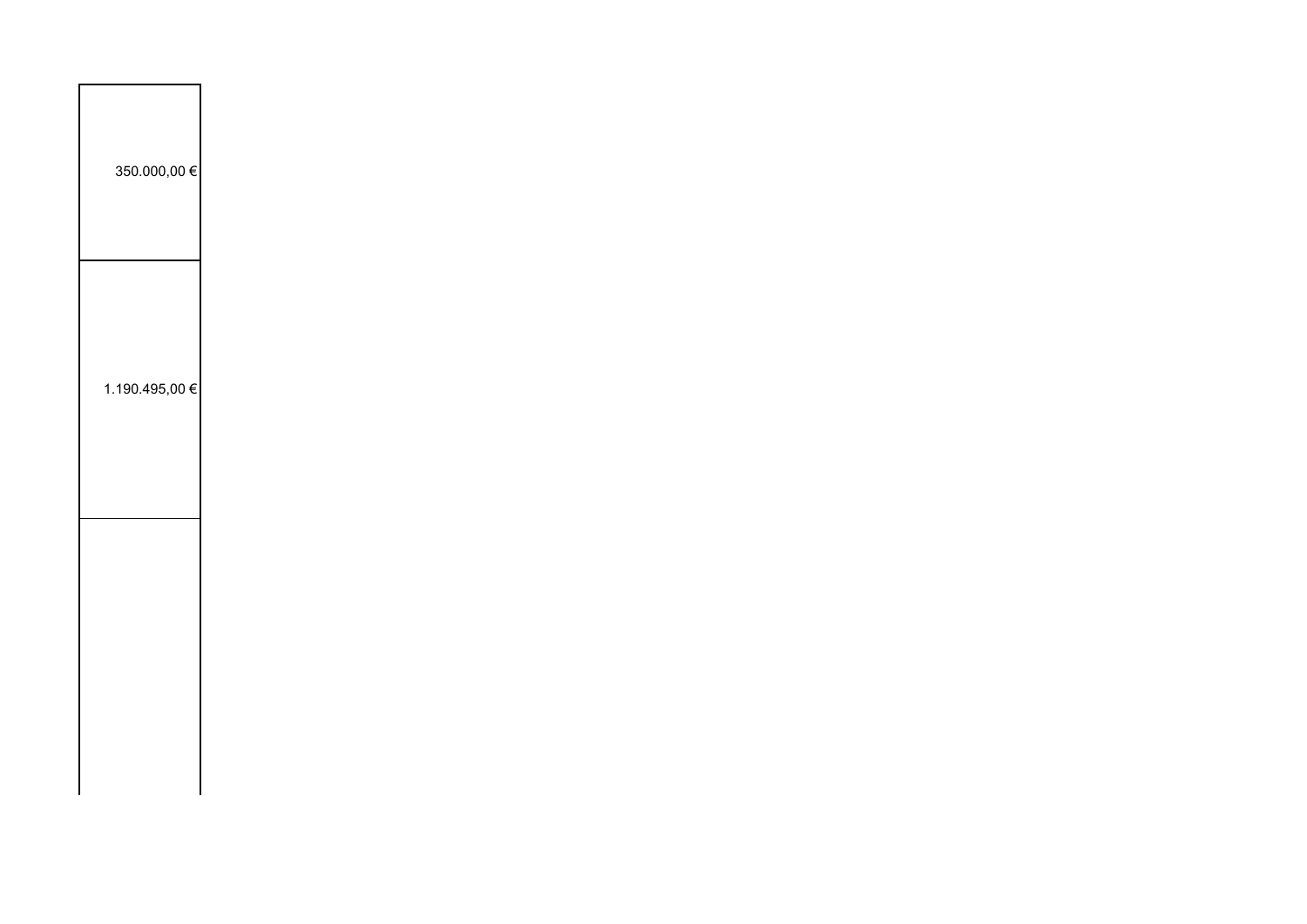| |
|---|
| 350.000,00 € |
| 1.190.495,00 € |
| |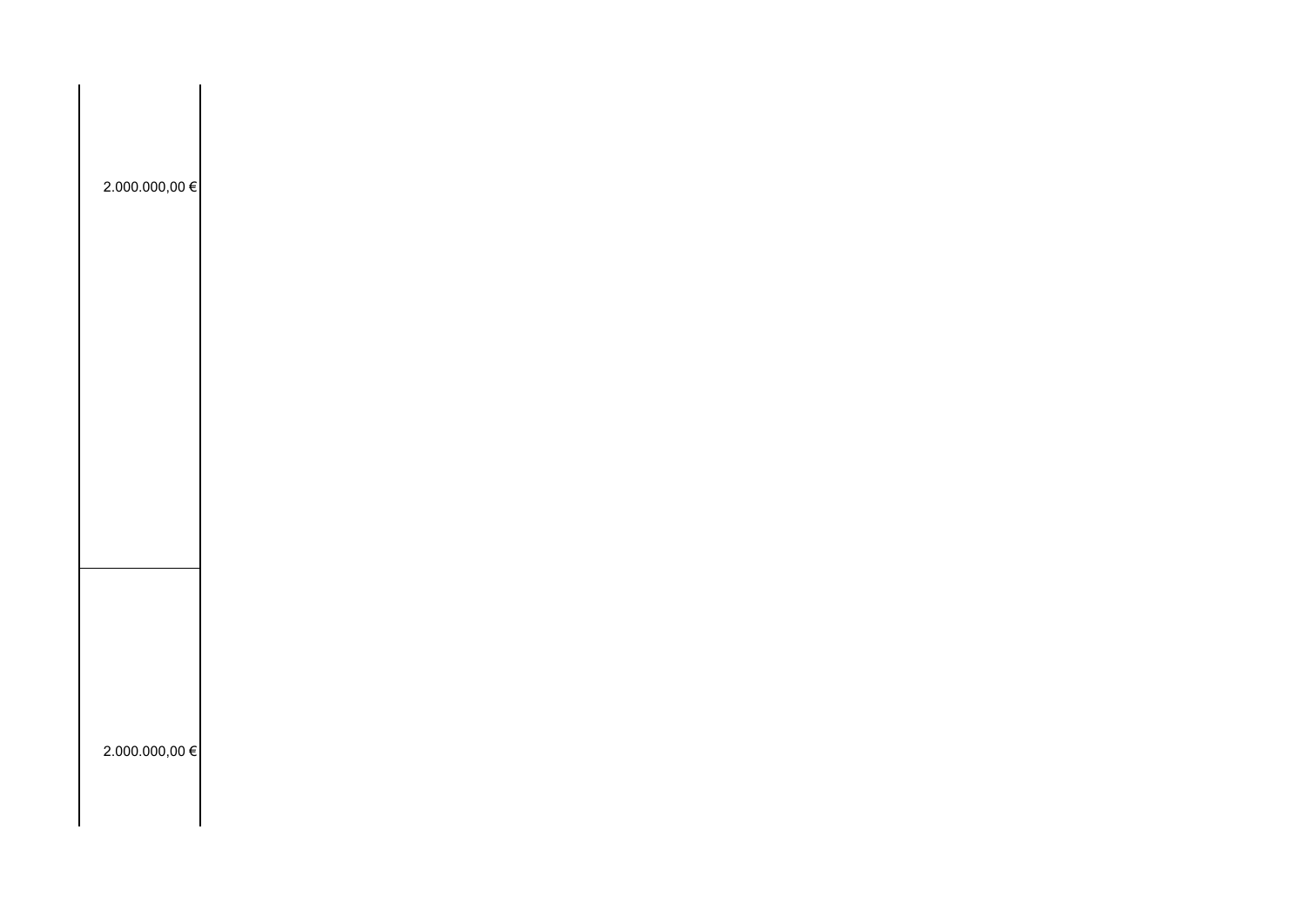| |
|---|
| 2.000.000,00 € |
| 2.000.000,00 € |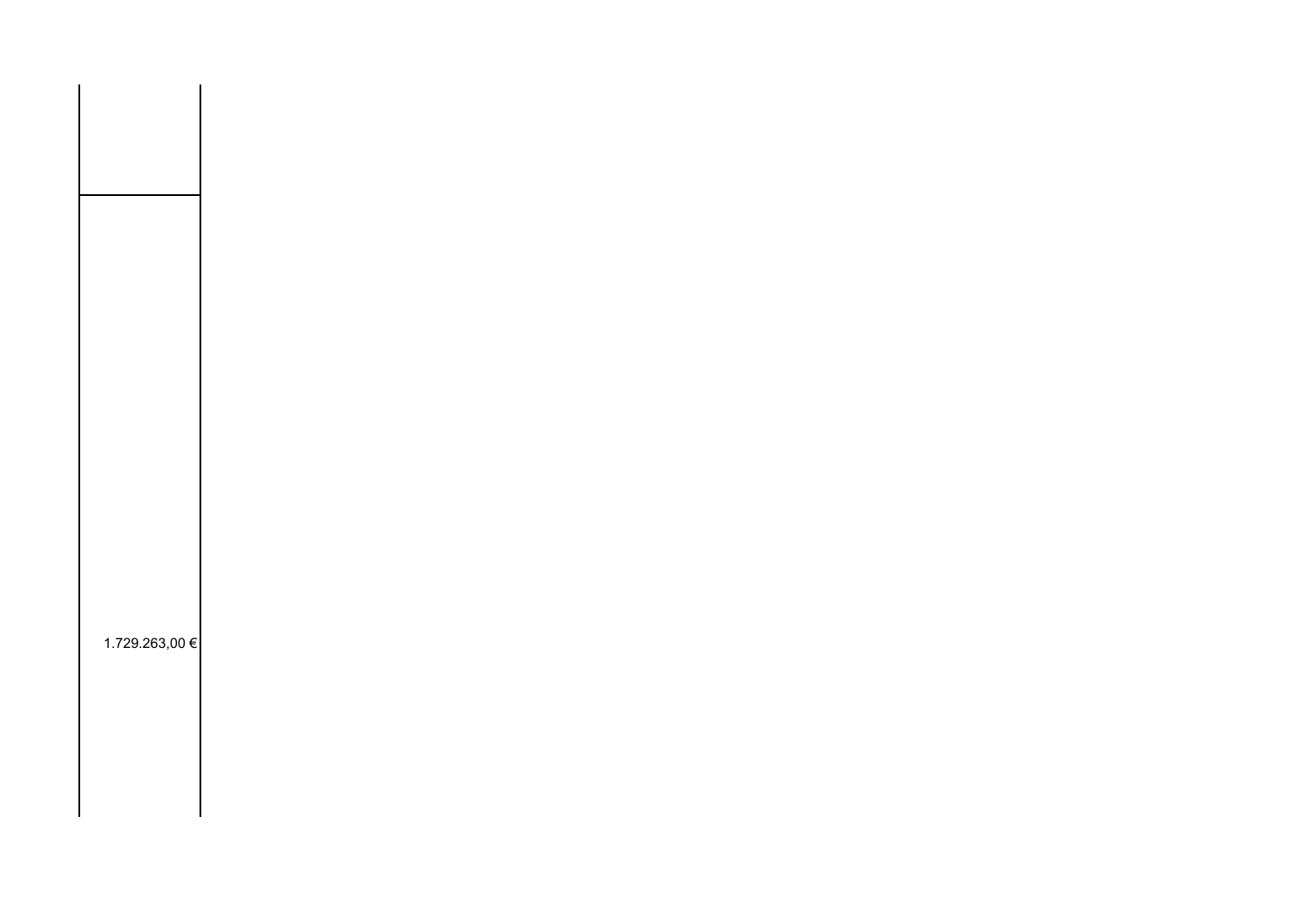| |
|---|
| |
| 1.729.263,00 € |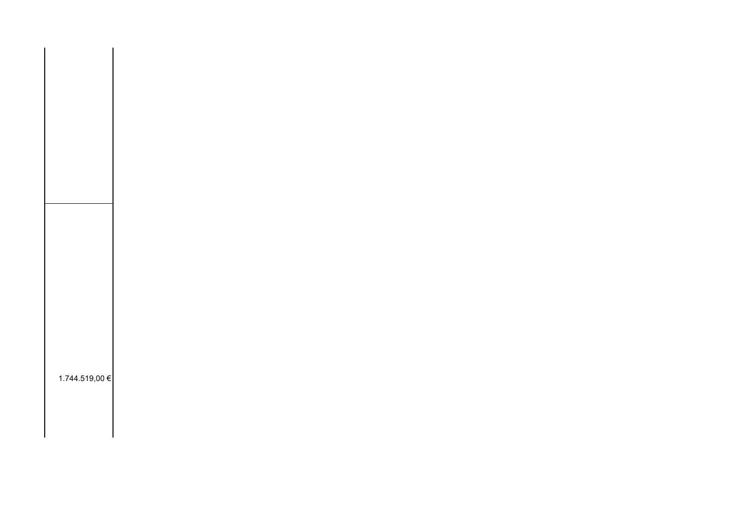| |
|---|
| |
| 1.744.519,00 € |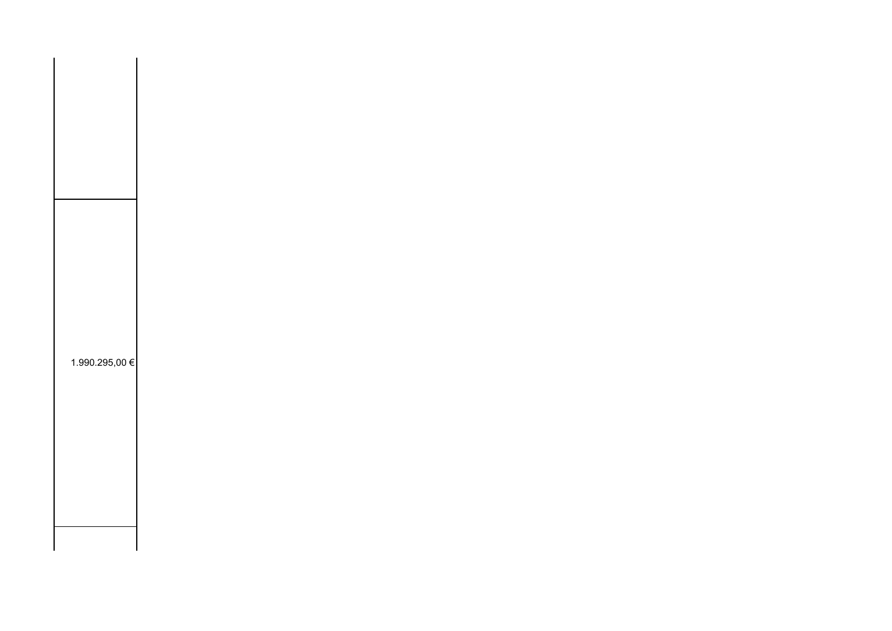|  |
| ---: |
|  |
| 1.990.295,00 € |
|  |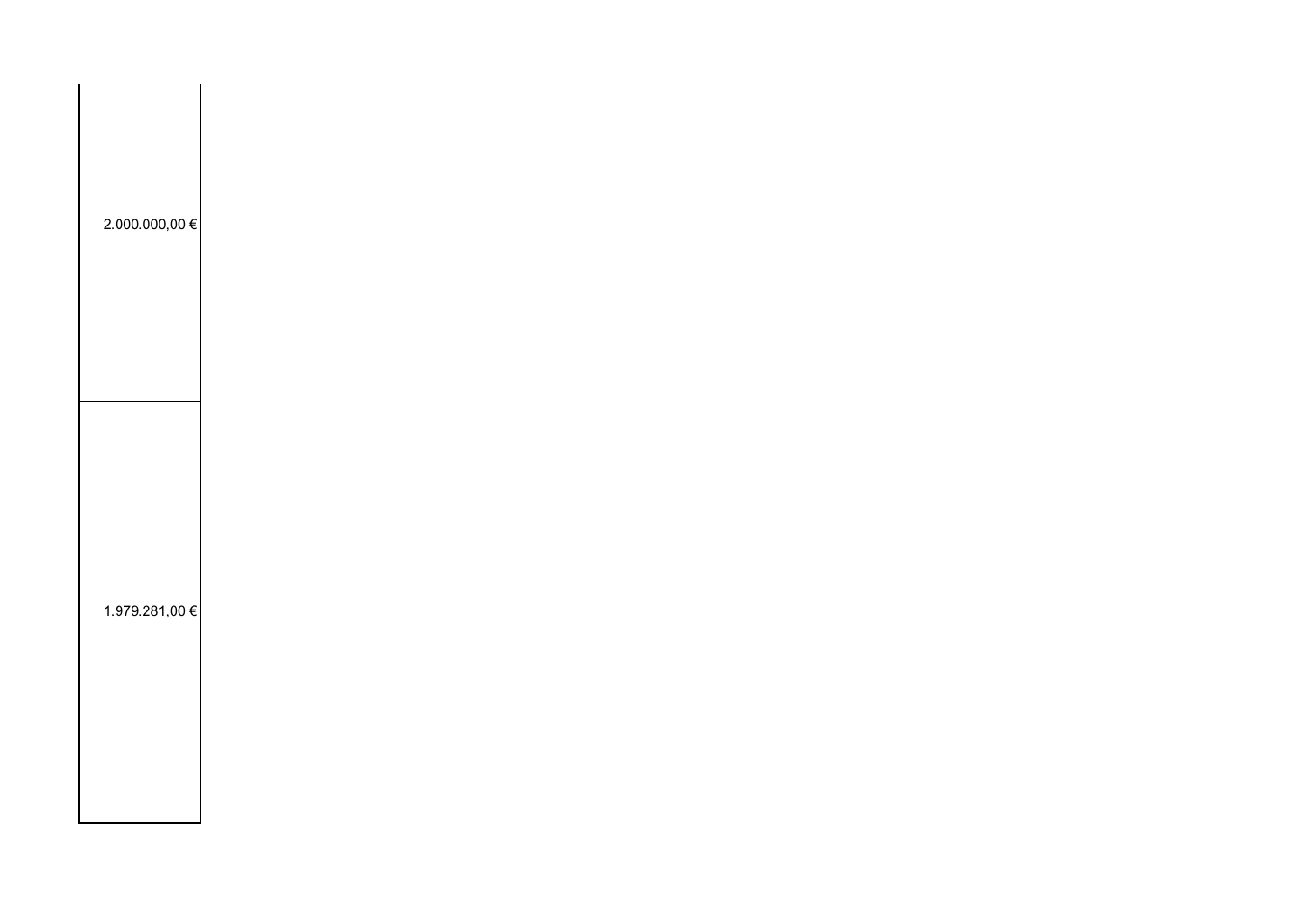| |
|---|
| 2.000.000,00 € |
| 1.979.281,00 € |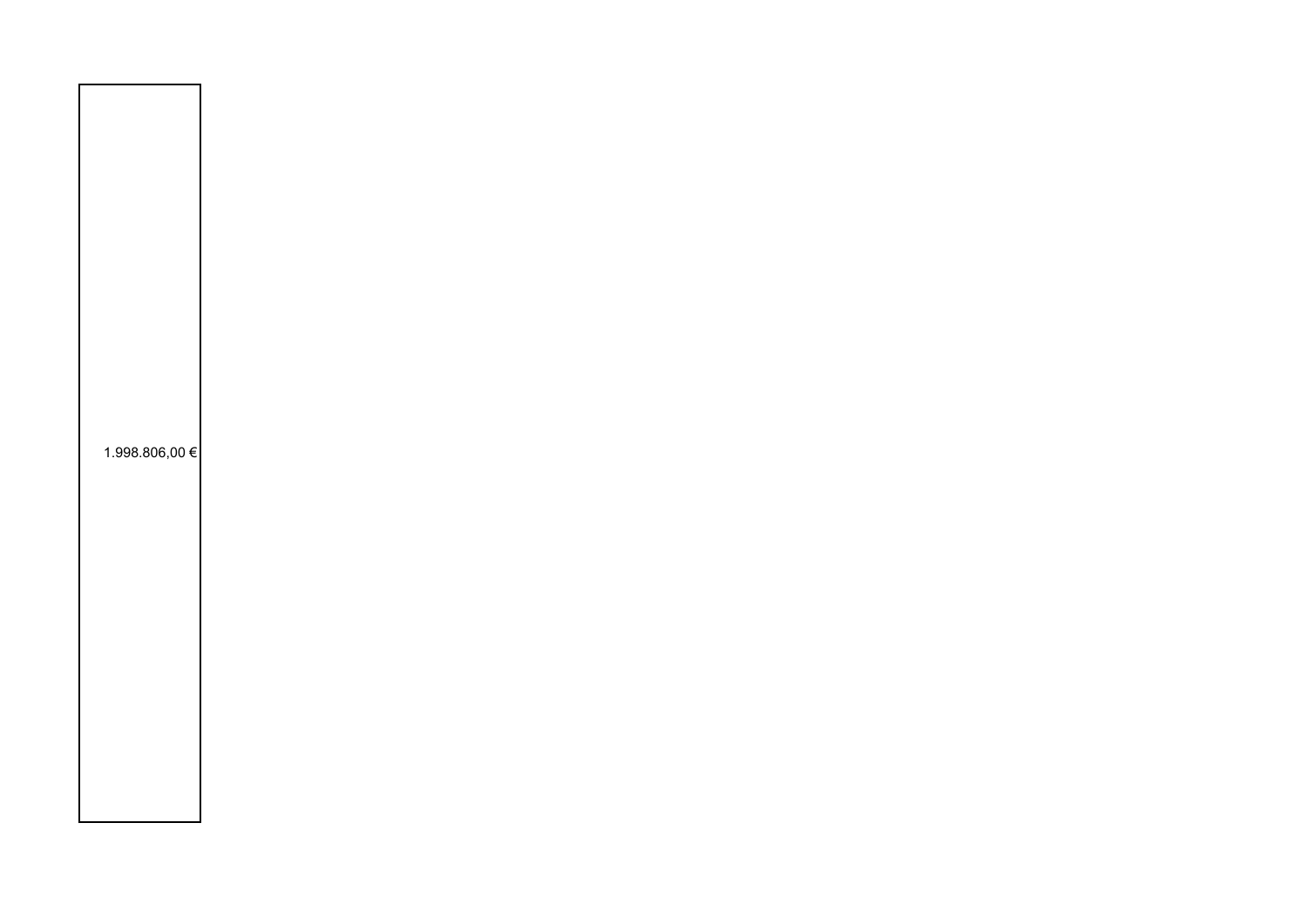| |
|---|
| 1.998.806,00 € |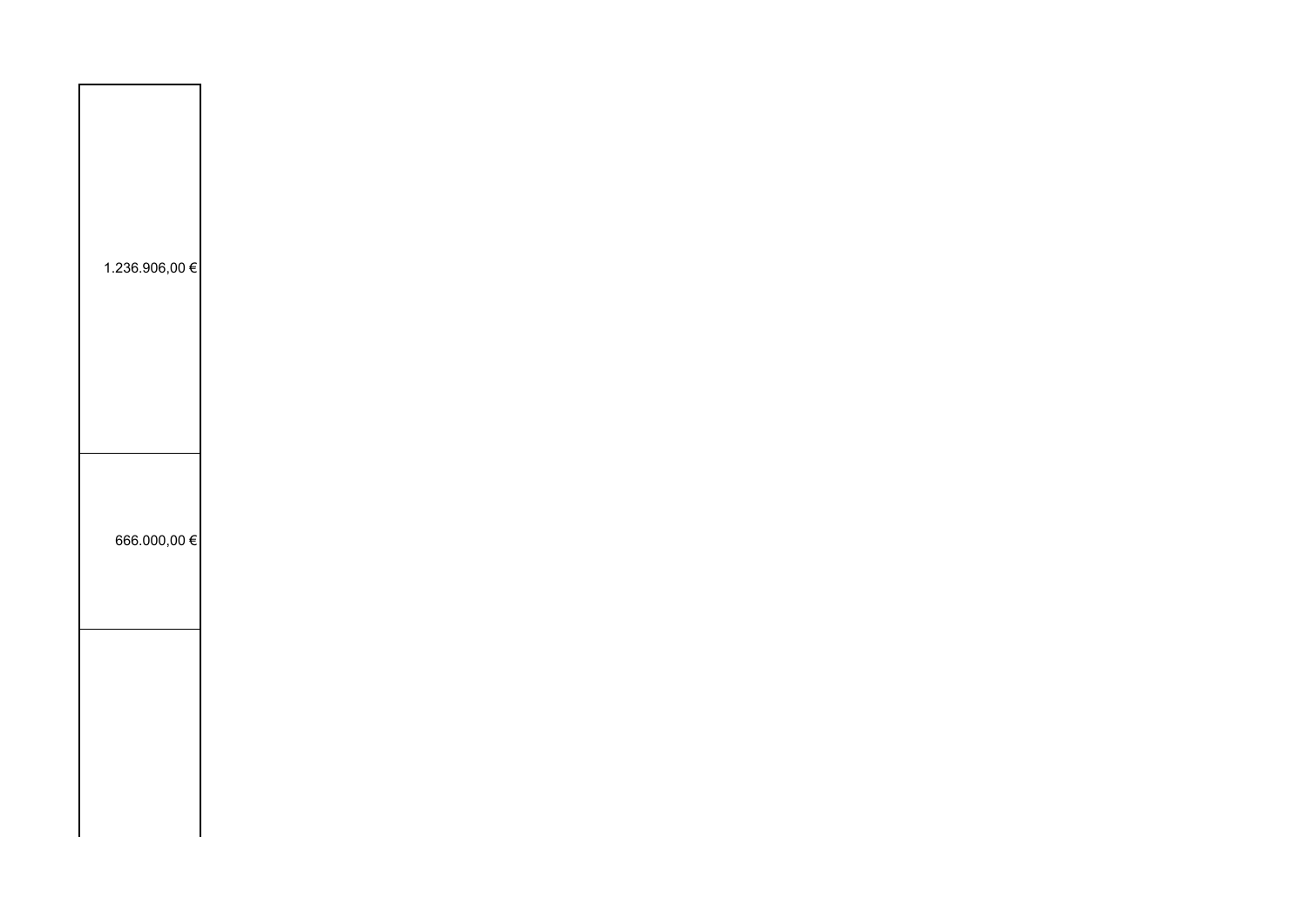| |
|---|
| 1.236.906,00 € |
| 666.000,00 € |
| |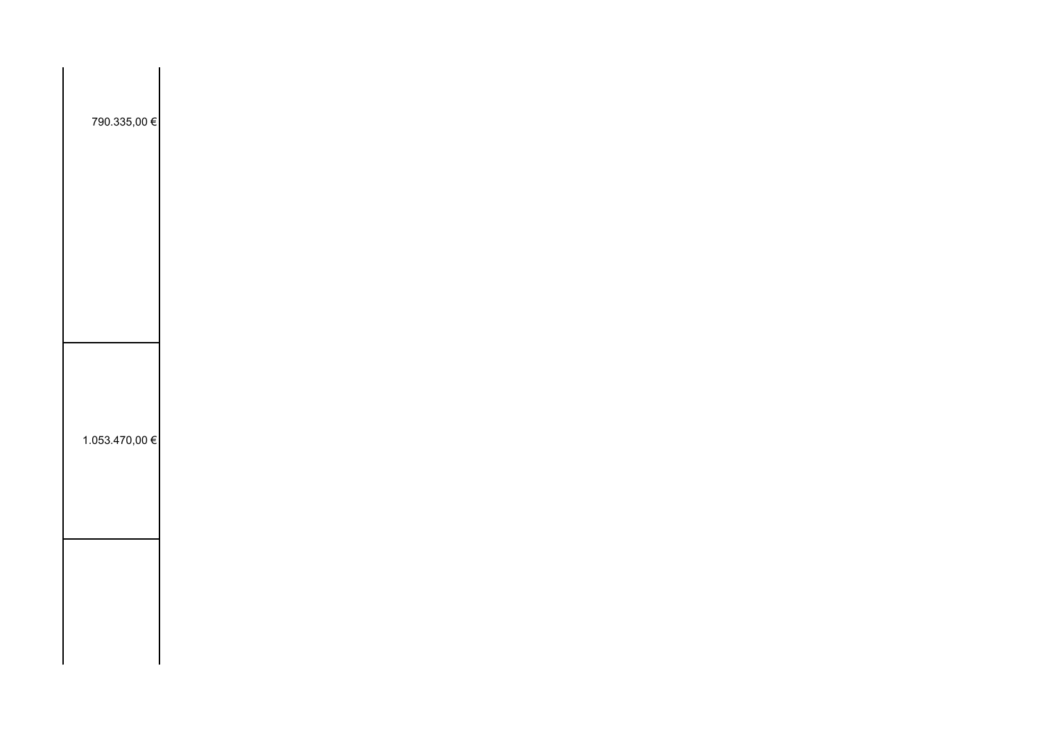| |
|---|
| 790.335,00 € |
| 1.053.470,00 € |
| |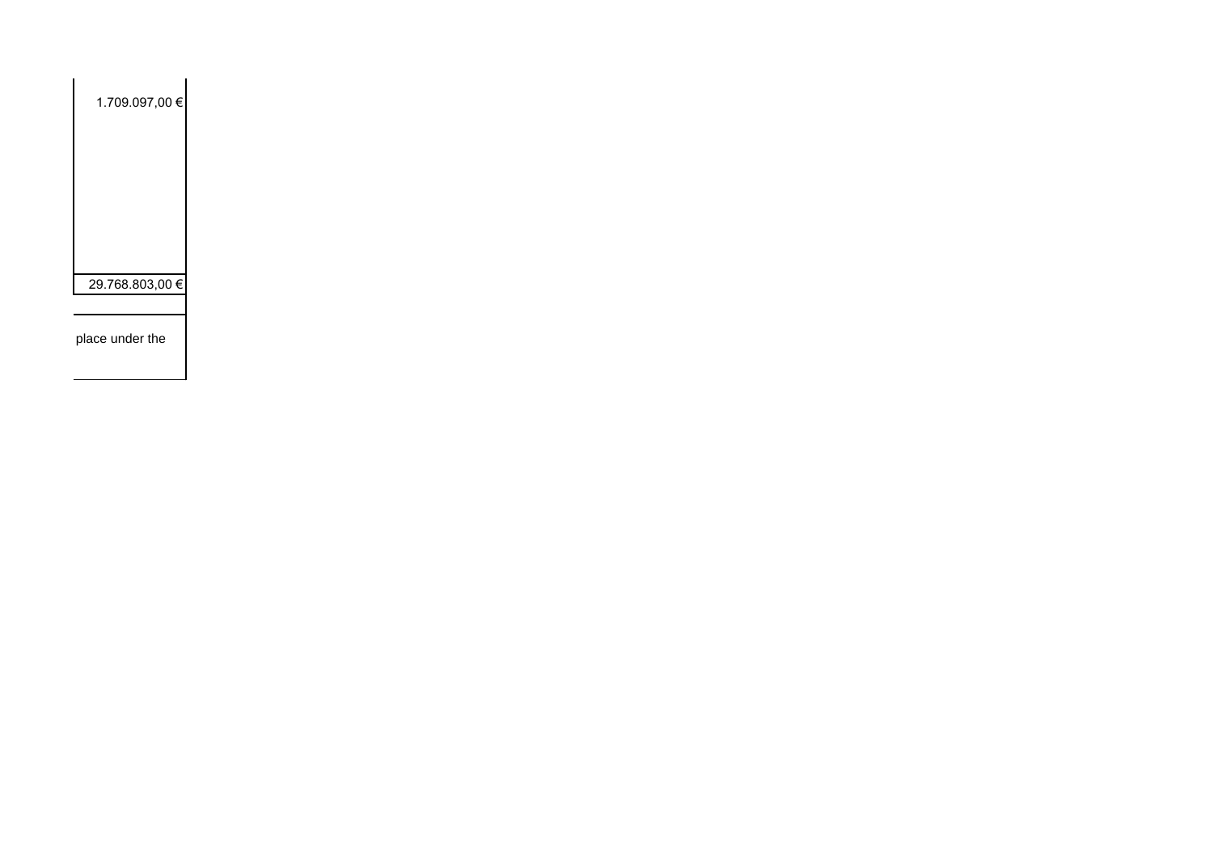| |
|---|
| 1.709.097,00 € |
| 29.768.803,00 € |
| |
| place under the |